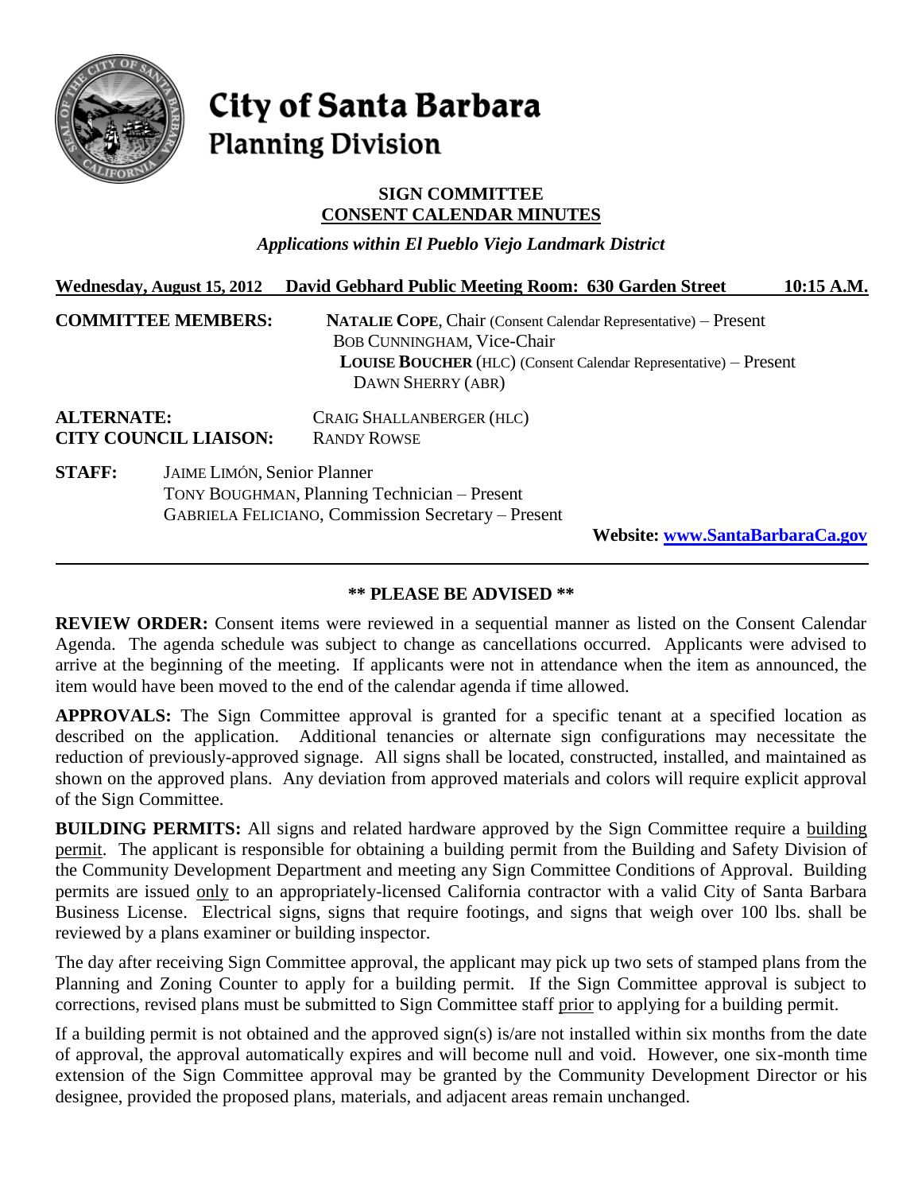# City of Santa Barbara
## Planning Division

### SIGN COMMITTEE
### CONSENT CALENDAR MINUTES

*Applications within El Pueblo Viejo Landmark District*

**Wednesday, August 15, 2012 David Gebhard Public Meeting Room: 630 Garden Street 10:15 A.M.**

**COMMITTEE MEMBERS:**
- **NATALIE COPE**, Chair (Consent Calendar Representative) – Present
- BOB CUNNINGHAM, Vice-Chair
- **LOUISE BOUCHER** (HLC) (Consent Calendar Representative) – Present
- DAWN SHERRY (ABR)

**ALTERNATE:** CRAIG SHALLANBERGER (HLC)

**CITY COUNCIL LIAISON:** RANDY ROWSE

**STAFF:**
- JAIME LIMÓN, Senior Planner
- TONY BOUGHMAN, Planning Technician – Present
- GABRIELA FELICIANO, Commission Secretary – Present

**Website: www.SantaBarbaraCa.gov**

---

**\*\* PLEASE BE ADVISED \*\***

**REVIEW ORDER:** Consent items were reviewed in a sequential manner as listed on the Consent Calendar Agenda. The agenda schedule was subject to change as cancellations occurred. Applicants were advised to arrive at the beginning of the meeting. If applicants were not in attendance when the item as announced, the item would have been moved to the end of the calendar agenda if time allowed.

**APPROVALS:** The Sign Committee approval is granted for a specific tenant at a specified location as described on the application. Additional tenancies or alternate sign configurations may necessitate the reduction of previously-approved signage. All signs shall be located, constructed, installed, and maintained as shown on the approved plans. Any deviation from approved materials and colors will require explicit approval of the Sign Committee.

**BUILDING PERMITS:** All signs and related hardware approved by the Sign Committee require a building permit. The applicant is responsible for obtaining a building permit from the Building and Safety Division of the Community Development Department and meeting any Sign Committee Conditions of Approval. Building permits are issued only to an appropriately-licensed California contractor with a valid City of Santa Barbara Business License. Electrical signs, signs that require footings, and signs that weigh over 100 lbs. shall be reviewed by a plans examiner or building inspector.

The day after receiving Sign Committee approval, the applicant may pick up two sets of stamped plans from the Planning and Zoning Counter to apply for a building permit. If the Sign Committee approval is subject to corrections, revised plans must be submitted to Sign Committee staff prior to applying for a building permit.

If a building permit is not obtained and the approved sign(s) is/are not installed within six months from the date of approval, the approval automatically expires and will become null and void. However, one six-month time extension of the Sign Committee approval may be granted by the Community Development Director or his designee, provided the proposed plans, materials, and adjacent areas remain unchanged.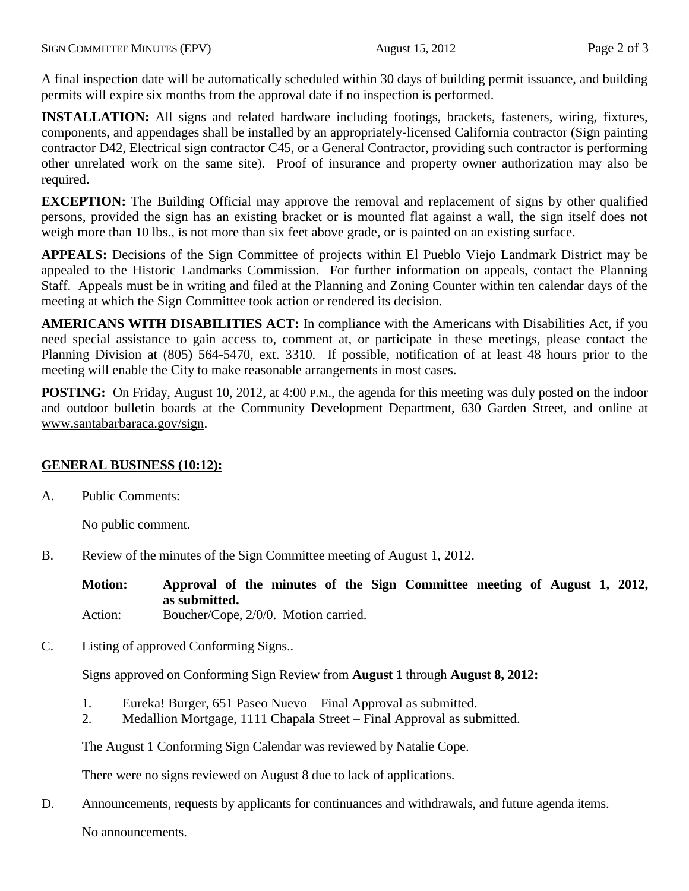A final inspection date will be automatically scheduled within 30 days of building permit issuance, and building permits will expire six months from the approval date if no inspection is performed.

**INSTALLATION:** All signs and related hardware including footings, brackets, fasteners, wiring, fixtures, components, and appendages shall be installed by an appropriately-licensed California contractor (Sign painting contractor D42, Electrical sign contractor C45, or a General Contractor, providing such contractor is performing other unrelated work on the same site). Proof of insurance and property owner authorization may also be required.

**EXCEPTION:** The Building Official may approve the removal and replacement of signs by other qualified persons, provided the sign has an existing bracket or is mounted flat against a wall, the sign itself does not weigh more than 10 lbs., is not more than six feet above grade, or is painted on an existing surface.

**APPEALS:** Decisions of the Sign Committee of projects within El Pueblo Viejo Landmark District may be appealed to the Historic Landmarks Commission. For further information on appeals, contact the Planning Staff. Appeals must be in writing and filed at the Planning and Zoning Counter within ten calendar days of the meeting at which the Sign Committee took action or rendered its decision.

**AMERICANS WITH DISABILITIES ACT:** In compliance with the Americans with Disabilities Act, if you need special assistance to gain access to, comment at, or participate in these meetings, please contact the Planning Division at (805) 564-5470, ext. 3310. If possible, notification of at least 48 hours prior to the meeting will enable the City to make reasonable arrangements in most cases.

**POSTING:** On Friday, August 10, 2012, at 4:00 P.M., the agenda for this meeting was duly posted on the indoor and outdoor bulletin boards at the Community Development Department, 630 Garden Street, and online at www.santabarbaraca.gov/sign.

## GENERAL BUSINESS (10:12):

A. Public Comments:

No public comment.

B. Review of the minutes of the Sign Committee meeting of August 1, 2012.

**Motion:** **Approval of the minutes of the Sign Committee meeting of August 1, 2012, as submitted.**
Action: Boucher/Cope, 2/0/0. Motion carried.

C. Listing of approved Conforming Signs..

Signs approved on Conforming Sign Review from **August 1** through **August 8, 2012:**

1. Eureka! Burger, 651 Paseo Nuevo – Final Approval as submitted.
2. Medallion Mortgage, 1111 Chapala Street – Final Approval as submitted.

The August 1 Conforming Sign Calendar was reviewed by Natalie Cope.

There were no signs reviewed on August 8 due to lack of applications.

D. Announcements, requests by applicants for continuances and withdrawals, and future agenda items.

No announcements.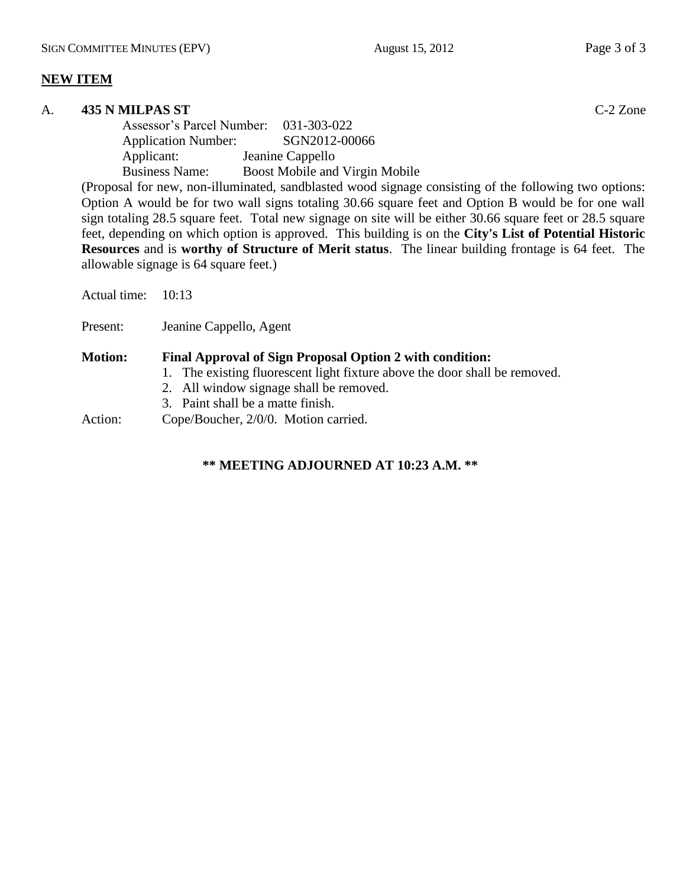## NEW ITEM

**A. 435 N MILPAS ST** C-2 Zone

Assessor's Parcel Number: 031-303-022
Application Number: SGN2012-00066
Applicant: Jeanine Cappello
Business Name: Boost Mobile and Virgin Mobile

(Proposal for new, non-illuminated, sandblasted wood signage consisting of the following two options: Option A would be for two wall signs totaling 30.66 square feet and Option B would be for one wall sign totaling 28.5 square feet. Total new signage on site will be either 30.66 square feet or 28.5 square feet, depending on which option is approved. This building is on the **City's List of Potential Historic Resources** and is **worthy of Structure of Merit status**. The linear building frontage is 64 feet. The allowable signage is 64 square feet.)

Actual time: 10:13

Present: Jeanine Cappello, Agent

**Motion: Final Approval of Sign Proposal Option 2 with condition:**

1. The existing fluorescent light fixture above the door shall be removed.
2. All window signage shall be removed.
3. Paint shall be a matte finish.

Action: Cope/Boucher, 2/0/0. Motion carried.

**\*\* MEETING ADJOURNED AT 10:23 A.M. \*\***